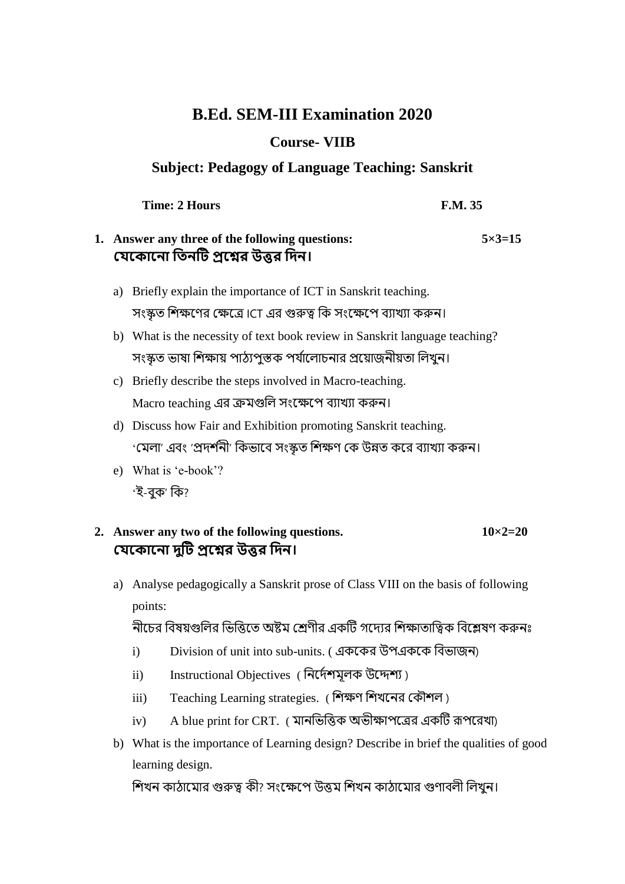# B.Ed. SEM-III Examination 2020

## Course- VIIB

### Subject: Pedagogy of Language Teaching: Sanskrit

**Time: 2 Hours** **F.M. 35**

1. **Answer any three of the following questions:** **5×3=15**
   **যেকোনো তিনটি প্রশ্নের উত্তর দিন।**

   a) Briefly explain the importance of ICT in Sanskrit teaching.
   সংস্কৃত শিক্ষণের ক্ষেত্রে ICT এর গুরুত্ব কি সংক্ষেপে ব্যাখ্যা করুন।

   b) What is the necessity of text book review in Sanskrit language teaching?
   সংস্কৃত ভাষা শিক্ষায় পাঠ্যপুস্তক পর্যালোচনার প্রয়োজনীয়তা লিখুন।

   c) Briefly describe the steps involved in Macro-teaching.
   Macro teaching এর ক্রমগুলি সংক্ষেপে ব্যাখ্যা করুন।

   d) Discuss how Fair and Exhibition promoting Sanskrit teaching.
   'মেলা' এবং 'প্রদর্শনী' কিভাবে সংস্কৃত শিক্ষণ কে উন্নত করে ব্যাখ্যা করুন।

   e) What is 'e-book'?
   'ই-বুক' কি?

2. **Answer any two of the following questions.** **10×2=20**
   **যেকোনো দুটি প্রশ্নের উত্তর দিন।**

   a) Analyse pedagogically a Sanskrit prose of Class VIII on the basis of following points:
   নীচের বিষয়গুলির ভিত্তিতে অষ্টম শ্রেণীর একটি গদ্যের শিক্ষাতাত্ত্বিক বিশ্লেষণ করুনঃ

      i) Division of unit into sub-units. ( এককের উপএককে বিভাজন)

      ii) Instructional Objectives ( নির্দেশমূলক উদ্দেশ্য )

      iii) Teaching Learning strategies. ( শিক্ষণ শিখনের কৌশল )

      iv) A blue print for CRT. ( মানভিত্তিক অভীক্ষাপত্রের একটি রূপরেখা)

   b) What is the importance of Learning design? Describe in brief the qualities of good learning design.
   শিখন কাঠামোর গুরুত্ব কী? সংক্ষেপে উত্তম শিখন কাঠামোর গুণাবলী লিখুন।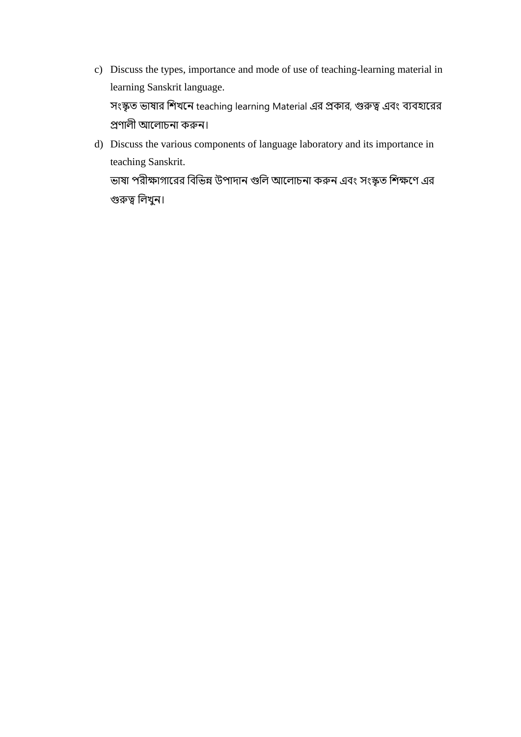c) Discuss the types, importance and mode of use of teaching-learning material in learning Sanskrit language.
   সংস্কৃত ভাষার শিখনে teaching learning Material এর প্রকার, গুরুত্ব এবং ব্যবহারের প্রণালী আলোচনা করুন।

d) Discuss the various components of language laboratory and its importance in teaching Sanskrit.
   ভাষা পরীক্ষাগারের বিভিন্ন উপাদান গুলি আলোচনা করুন এবং সংস্কৃত শিক্ষণে এর গুরুত্ব লিখুন।